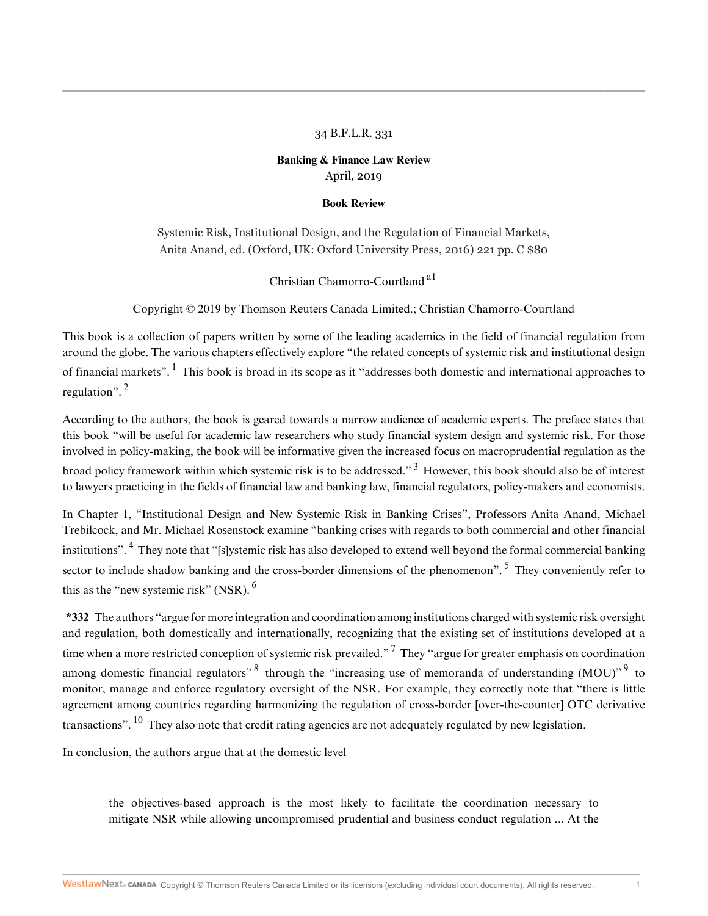34 B.F.L.R. 331

**Banking & Finance Law Review**
April, 2019

**Book Review**

Systemic Risk, Institutional Design, and the Regulation of Financial Markets, Anita Anand, ed. (Oxford, UK: Oxford University Press, 2016) 221 pp. C $80

Christian Chamorro-Courtland [a1]

Copyright © 2019 by Thomson Reuters Canada Limited.; Christian Chamorro-Courtland

This book is a collection of papers written by some of the leading academics in the field of financial regulation from around the globe. The various chapters effectively explore "the related concepts of systemic risk and institutional design of financial markets". [1] This book is broad in its scope as it "addresses both domestic and international approaches to regulation". [2]

According to the authors, the book is geared towards a narrow audience of academic experts. The preface states that this book "will be useful for academic law researchers who study financial system design and systemic risk. For those involved in policy-making, the book will be informative given the increased focus on macroprudential regulation as the broad policy framework within which systemic risk is to be addressed." [3] However, this book should also be of interest to lawyers practicing in the fields of financial law and banking law, financial regulators, policy-makers and economists.

In Chapter 1, "Institutional Design and New Systemic Risk in Banking Crises", Professors Anita Anand, Michael Trebilcock, and Mr. Michael Rosenstock examine "banking crises with regards to both commercial and other financial institutions". [4] They note that "[s]ystemic risk has also developed to extend well beyond the formal commercial banking sector to include shadow banking and the cross-border dimensions of the phenomenon". [5] They conveniently refer to this as the "new systemic risk" (NSR). [6]

**\*332** The authors "argue for more integration and coordination among institutions charged with systemic risk oversight and regulation, both domestically and internationally, recognizing that the existing set of institutions developed at a time when a more restricted conception of systemic risk prevailed." [7] They "argue for greater emphasis on coordination among domestic financial regulators" [8] through the "increasing use of memoranda of understanding (MOU)" [9] to monitor, manage and enforce regulatory oversight of the NSR. For example, they correctly note that "there is little agreement among countries regarding harmonizing the regulation of cross-border [over-the-counter] OTC derivative transactions". [10] They also note that credit rating agencies are not adequately regulated by new legislation.

In conclusion, the authors argue that at the domestic level

> the objectives-based approach is the most likely to facilitate the coordination necessary to mitigate NSR while allowing uncompromised prudential and business conduct regulation ... At the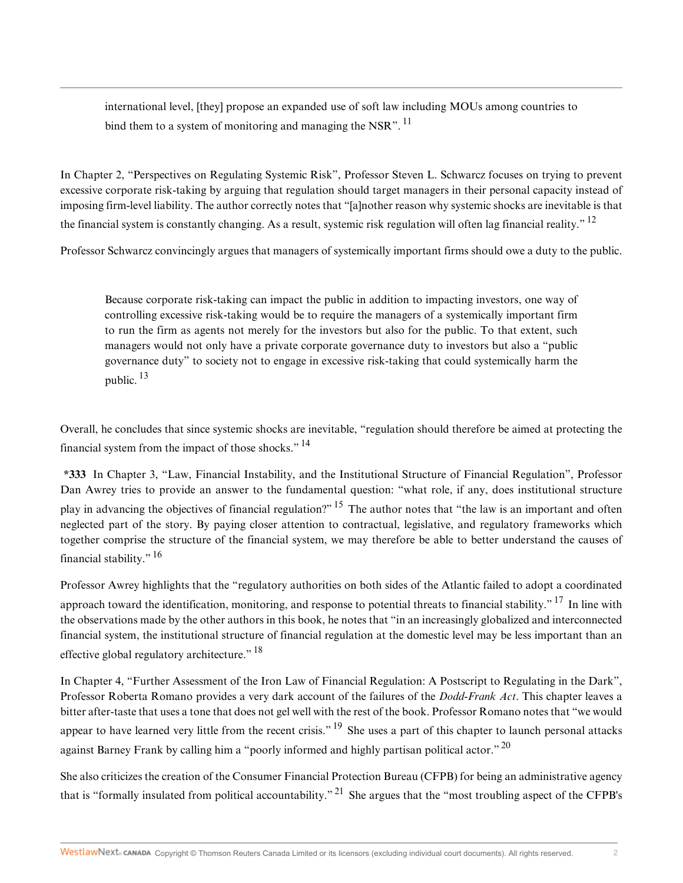> international level, [they] propose an expanded use of soft law including MOUs among countries to bind them to a system of monitoring and managing the NSR". [11]

In Chapter 2, "Perspectives on Regulating Systemic Risk", Professor Steven L. Schwarcz focuses on trying to prevent excessive corporate risk-taking by arguing that regulation should target managers in their personal capacity instead of imposing firm-level liability. The author correctly notes that "[a]nother reason why systemic shocks are inevitable is that the financial system is constantly changing. As a result, systemic risk regulation will often lag financial reality." [12]

Professor Schwarcz convincingly argues that managers of systemically important firms should owe a duty to the public.

> Because corporate risk-taking can impact the public in addition to impacting investors, one way of controlling excessive risk-taking would be to require the managers of a systemically important firm to run the firm as agents not merely for the investors but also for the public. To that extent, such managers would not only have a private corporate governance duty to investors but also a "public governance duty" to society not to engage in excessive risk-taking that could systemically harm the public. [13]

Overall, he concludes that since systemic shocks are inevitable, "regulation should therefore be aimed at protecting the financial system from the impact of those shocks." [14]

**\*333** In Chapter 3, "Law, Financial Instability, and the Institutional Structure of Financial Regulation", Professor Dan Awrey tries to provide an answer to the fundamental question: "what role, if any, does institutional structure play in advancing the objectives of financial regulation?" [15] The author notes that "the law is an important and often neglected part of the story. By paying closer attention to contractual, legislative, and regulatory frameworks which together comprise the structure of the financial system, we may therefore be able to better understand the causes of financial stability." [16]

Professor Awrey highlights that the "regulatory authorities on both sides of the Atlantic failed to adopt a coordinated approach toward the identification, monitoring, and response to potential threats to financial stability." [17] In line with the observations made by the other authors in this book, he notes that "in an increasingly globalized and interconnected financial system, the institutional structure of financial regulation at the domestic level may be less important than an effective global regulatory architecture." [18]

In Chapter 4, "Further Assessment of the Iron Law of Financial Regulation: A Postscript to Regulating in the Dark", Professor Roberta Romano provides a very dark account of the failures of the *Dodd-Frank Act*. This chapter leaves a bitter after-taste that uses a tone that does not gel well with the rest of the book. Professor Romano notes that "we would appear to have learned very little from the recent crisis." [19] She uses a part of this chapter to launch personal attacks against Barney Frank by calling him a "poorly informed and highly partisan political actor." [20]

She also criticizes the creation of the Consumer Financial Protection Bureau (CFPB) for being an administrative agency that is "formally insulated from political accountability." [21] She argues that the "most troubling aspect of the CFPB's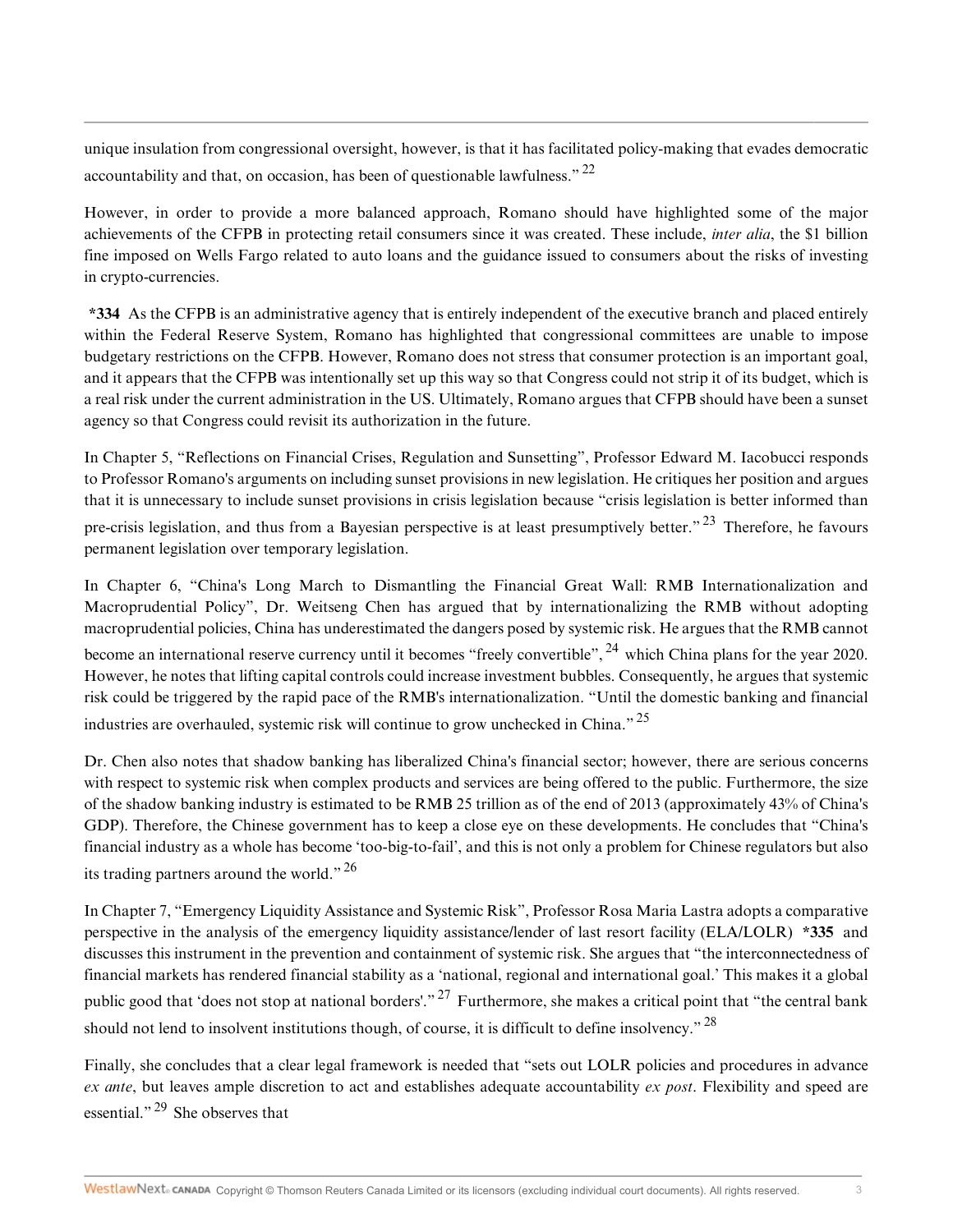unique insulation from congressional oversight, however, is that it has facilitated policy-making that evades democratic accountability and that, on occasion, has been of questionable lawfulness."[22]

However, in order to provide a more balanced approach, Romano should have highlighted some of the major achievements of the CFPB in protecting retail consumers since it was created. These include, *inter alia*, the $1 billion fine imposed on Wells Fargo related to auto loans and the guidance issued to consumers about the risks of investing in crypto-currencies.

**\*334** As the CFPB is an administrative agency that is entirely independent of the executive branch and placed entirely within the Federal Reserve System, Romano has highlighted that congressional committees are unable to impose budgetary restrictions on the CFPB. However, Romano does not stress that consumer protection is an important goal, and it appears that the CFPB was intentionally set up this way so that Congress could not strip it of its budget, which is a real risk under the current administration in the US. Ultimately, Romano argues that CFPB should have been a sunset agency so that Congress could revisit its authorization in the future.

In Chapter 5, "Reflections on Financial Crises, Regulation and Sunsetting", Professor Edward M. Iacobucci responds to Professor Romano's arguments on including sunset provisions in new legislation. He critiques her position and argues that it is unnecessary to include sunset provisions in crisis legislation because "crisis legislation is better informed than pre-crisis legislation, and thus from a Bayesian perspective is at least presumptively better."[23] Therefore, he favours permanent legislation over temporary legislation.

In Chapter 6, "China's Long March to Dismantling the Financial Great Wall: RMB Internationalization and Macroprudential Policy", Dr. Weitseng Chen has argued that by internationalizing the RMB without adopting macroprudential policies, China has underestimated the dangers posed by systemic risk. He argues that the RMB cannot become an international reserve currency until it becomes "freely convertible",[24] which China plans for the year 2020. However, he notes that lifting capital controls could increase investment bubbles. Consequently, he argues that systemic risk could be triggered by the rapid pace of the RMB's internationalization. "Until the domestic banking and financial industries are overhauled, systemic risk will continue to grow unchecked in China."[25]

Dr. Chen also notes that shadow banking has liberalized China's financial sector; however, there are serious concerns with respect to systemic risk when complex products and services are being offered to the public. Furthermore, the size of the shadow banking industry is estimated to be RMB 25 trillion as of the end of 2013 (approximately 43% of China's GDP). Therefore, the Chinese government has to keep a close eye on these developments. He concludes that "China's financial industry as a whole has become 'too-big-to-fail', and this is not only a problem for Chinese regulators but also its trading partners around the world."[26]

In Chapter 7, "Emergency Liquidity Assistance and Systemic Risk", Professor Rosa Maria Lastra adopts a comparative perspective in the analysis of the emergency liquidity assistance/lender of last resort facility (ELA/LOLR) **\*335** and discusses this instrument in the prevention and containment of systemic risk. She argues that "the interconnectedness of financial markets has rendered financial stability as a 'national, regional and international goal.' This makes it a global public good that 'does not stop at national borders'."[27] Furthermore, she makes a critical point that "the central bank should not lend to insolvent institutions though, of course, it is difficult to define insolvency."[28]

Finally, she concludes that a clear legal framework is needed that "sets out LOLR policies and procedures in advance *ex ante*, but leaves ample discretion to act and establishes adequate accountability *ex post*. Flexibility and speed are essential."[29] She observes that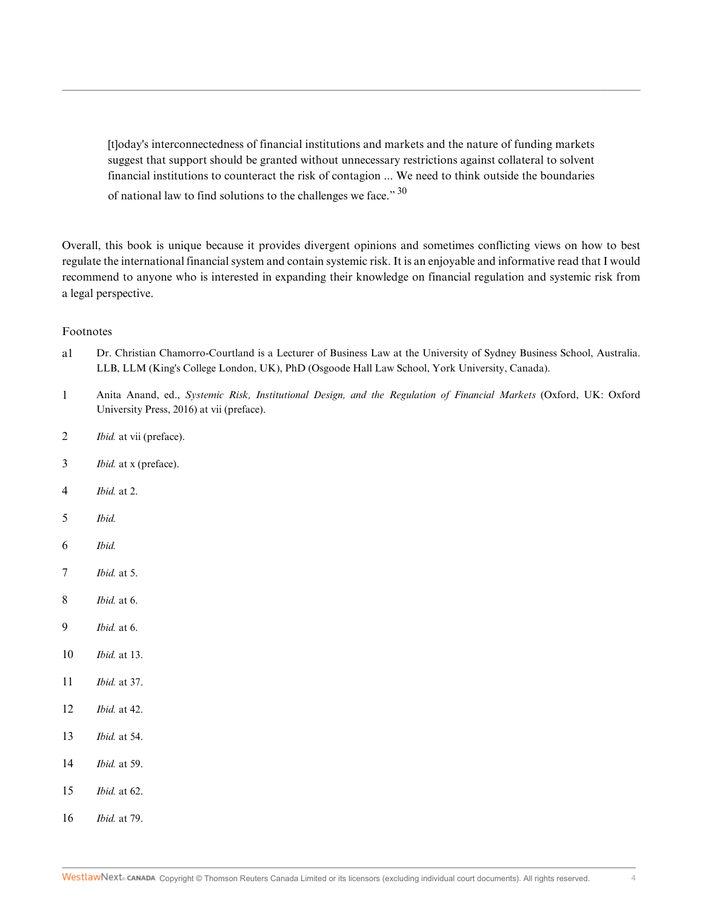> [t]oday's interconnectedness of financial institutions and markets and the nature of funding markets suggest that support should be granted without unnecessary restrictions against collateral to solvent financial institutions to counteract the risk of contagion ... We need to think outside the boundaries of national law to find solutions to the challenges we face."[30]

Overall, this book is unique because it provides divergent opinions and sometimes conflicting views on how to best regulate the international financial system and contain systemic risk. It is an enjoyable and informative read that I would recommend to anyone who is interested in expanding their knowledge on financial regulation and systemic risk from a legal perspective.

Footnotes

a1 Dr. Christian Chamorro-Courtland is a Lecturer of Business Law at the University of Sydney Business School, Australia. LLB, LLM (King's College London, UK), PhD (Osgoode Hall Law School, York University, Canada).

1 Anita Anand, ed., *Systemic Risk, Institutional Design, and the Regulation of Financial Markets* (Oxford, UK: Oxford University Press, 2016) at vii (preface).

2 *Ibid.* at vii (preface).

3 *Ibid.* at x (preface).

4 *Ibid.* at 2.

5 *Ibid.*

6 *Ibid.*

7 *Ibid.* at 5.

8 *Ibid.* at 6.

9 *Ibid.* at 6.

10 *Ibid.* at 13.

11 *Ibid.* at 37.

12 *Ibid.* at 42.

13 *Ibid.* at 54.

14 *Ibid.* at 59.

15 *Ibid.* at 62.

16 *Ibid.* at 79.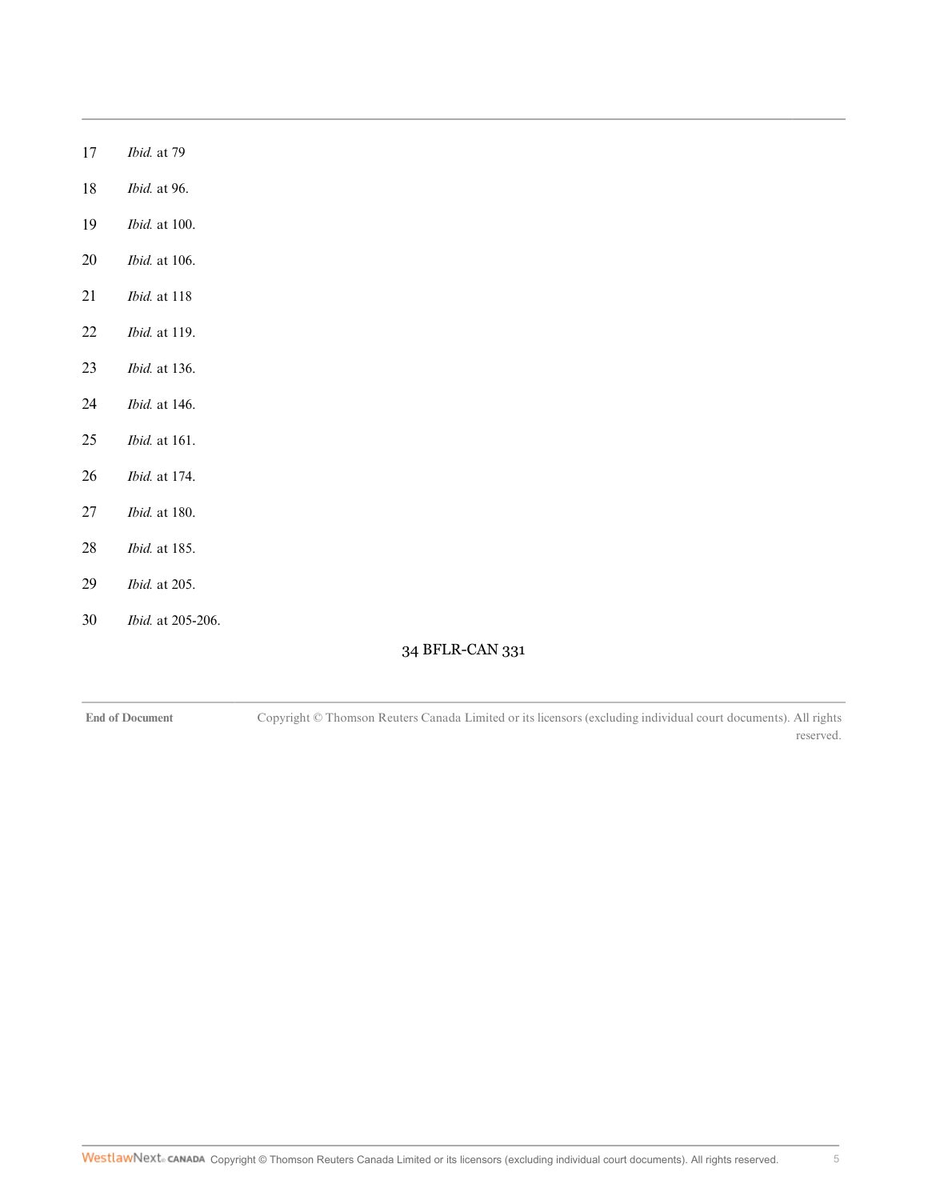17 *Ibid.* at 79

18 *Ibid.* at 96.

19 *Ibid.* at 100.

20 *Ibid.* at 106.

21 *Ibid.* at 118

22 *Ibid.* at 119.

23 *Ibid.* at 136.

24 *Ibid.* at 146.

25 *Ibid.* at 161.

26 *Ibid.* at 174.

27 *Ibid.* at 180.

28 *Ibid.* at 185.

29 *Ibid.* at 205.

30 *Ibid.* at 205-206.

34 BFLR-CAN 331

**End of Document** Copyright © Thomson Reuters Canada Limited or its licensors (excluding individual court documents). All rights reserved.